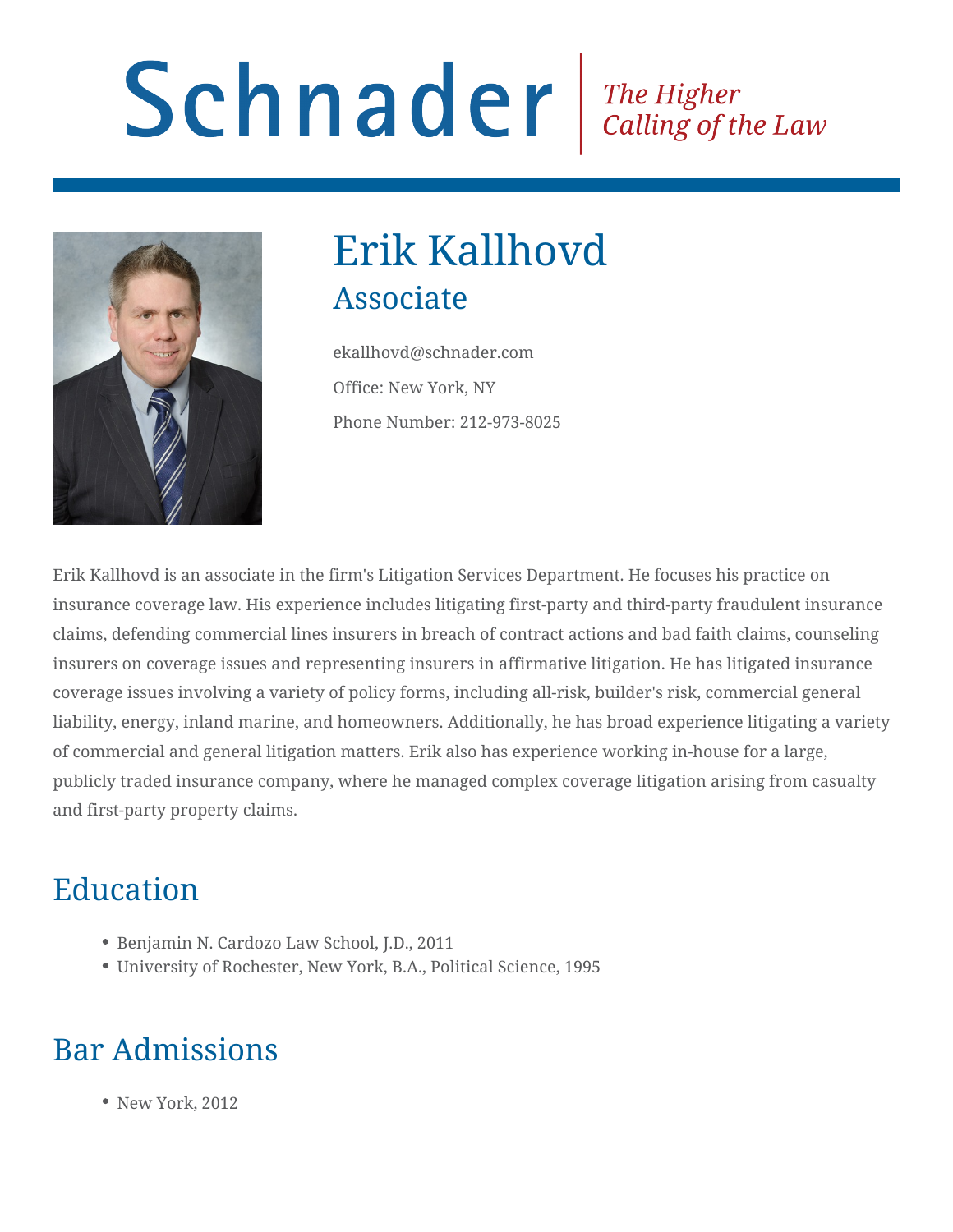Schnader | *The Higher Calling of the Law*

# Erik Kallhovd

## Associate

ekallhovd@schnader.com

Office: New York, NY

Phone Number: 212-973-8025

Erik Kallhovd is an associate in the firm's Litigation Services Department. He focuses his practice on insurance coverage law. His experience includes litigating first-party and third-party fraudulent insurance claims, defending commercial lines insurers in breach of contract actions and bad faith claims, counseling insurers on coverage issues and representing insurers in affirmative litigation. He has litigated insurance coverage issues involving a variety of policy forms, including all-risk, builder's risk, commercial general liability, energy, inland marine, and homeowners. Additionally, he has broad experience litigating a variety of commercial and general litigation matters. Erik also has experience working in-house for a large, publicly traded insurance company, where he managed complex coverage litigation arising from casualty and first-party property claims.

## Education

- Benjamin N. Cardozo Law School, J.D., 2011
- University of Rochester, New York, B.A., Political Science, 1995

## Bar Admissions

- New York, 2012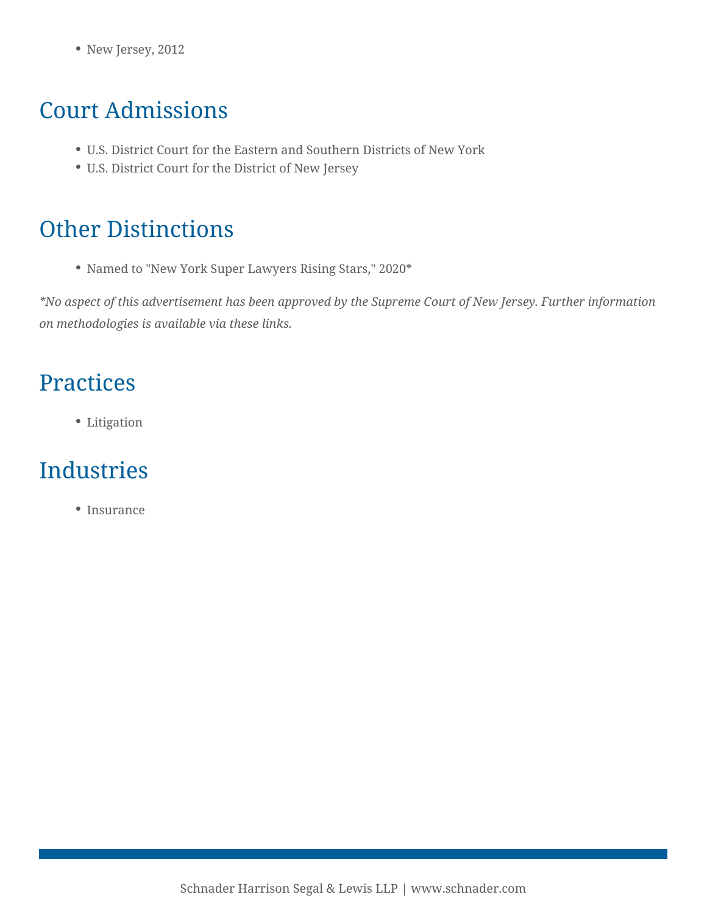- New Jersey, 2012

## Court Admissions

- U.S. District Court for the Eastern and Southern Districts of New York
- U.S. District Court for the District of New Jersey

## Other Distinctions

- Named to "New York Super Lawyers Rising Stars," 2020*

*\*No aspect of this advertisement has been approved by the Supreme Court of New Jersey. Further information on methodologies is available via these links.*

## Practices

- Litigation

## Industries

- Insurance

Schnader Harrison Segal & Lewis LLP | www.schnader.com